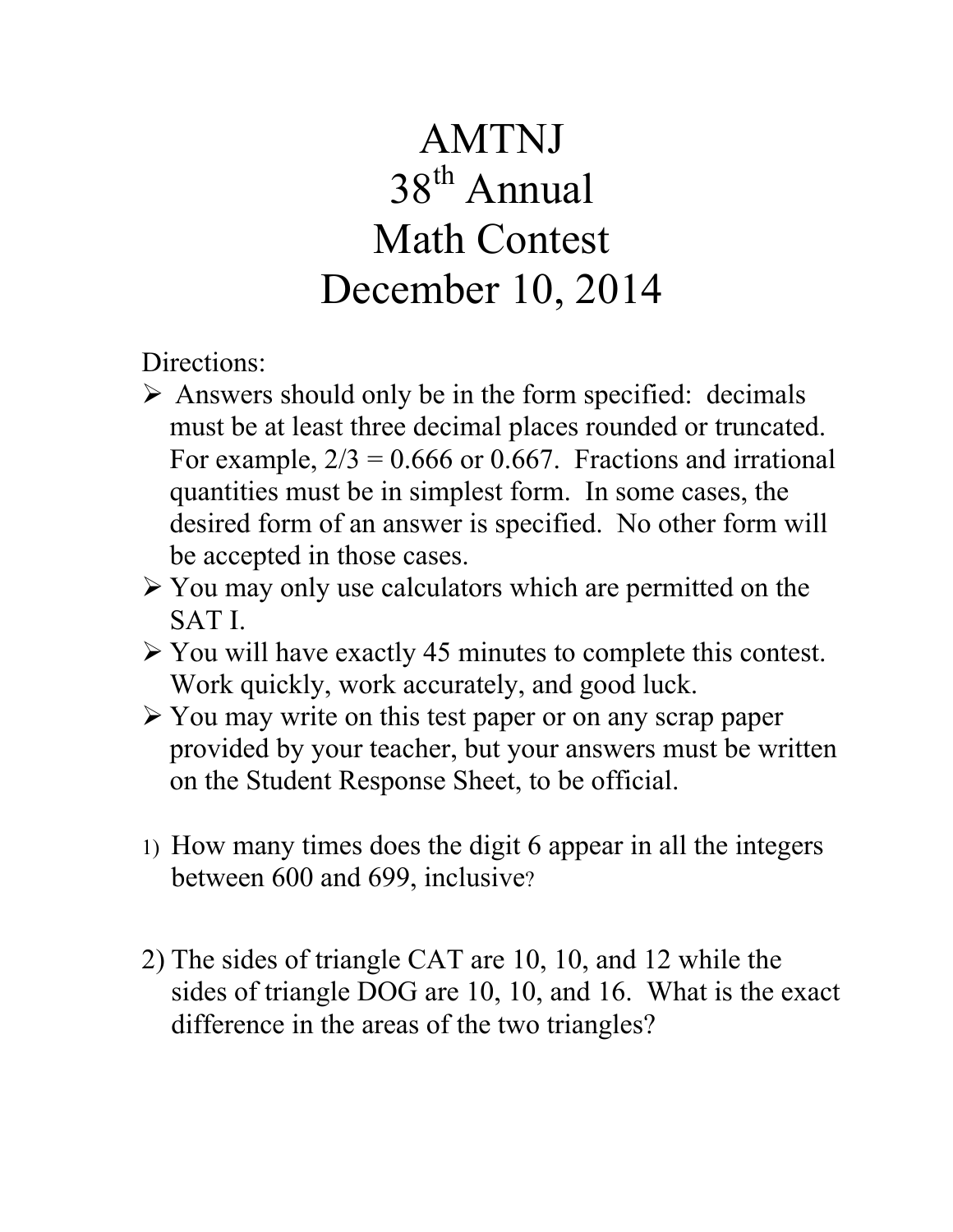# AMTNJ
# 38th Annual
# Math Contest
# December 10, 2014

Directions:

- Answers should only be in the form specified: decimals must be at least three decimal places rounded or truncated. For example, 2/3 = 0.666 or 0.667. Fractions and irrational quantities must be in simplest form. In some cases, the desired form of an answer is specified. No other form will be accepted in those cases.
- You may only use calculators which are permitted on the SAT I.
- You will have exactly 45 minutes to complete this contest. Work quickly, work accurately, and good luck.
- You may write on this test paper or on any scrap paper provided by your teacher, but your answers must be written on the Student Response Sheet, to be official.

1) How many times does the digit 6 appear in all the integers between 600 and 699, inclusive?

2) The sides of triangle CAT are 10, 10, and 12 while the sides of triangle DOG are 10, 10, and 16. What is the exact difference in the areas of the two triangles?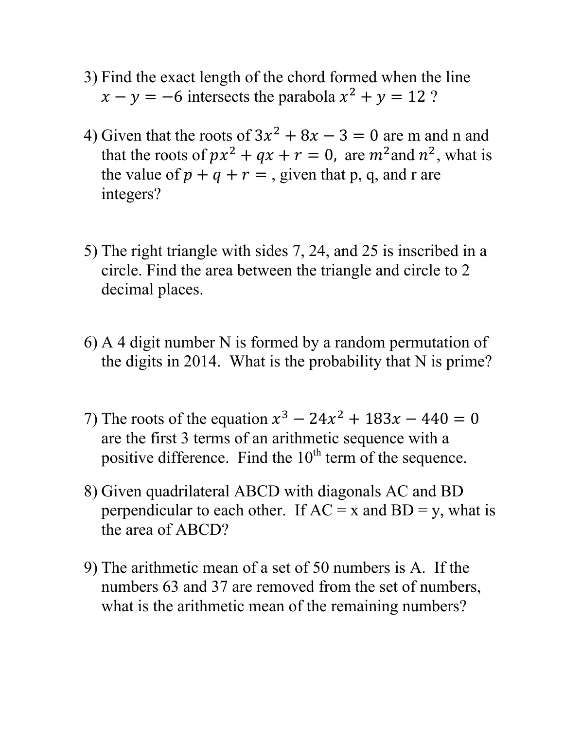3) Find the exact length of the chord formed when the line $x - y = -6$ intersects the parabola $x^2 + y = 12$ ?

4) Given that the roots of $3x^2 + 8x - 3 = 0$ are m and n and that the roots of $px^2 + qx + r = 0$, are $m^2$ and $n^2$, what is the value of $p + q + r =$ , given that p, q, and r are integers?

5) The right triangle with sides 7, 24, and 25 is inscribed in a circle. Find the area between the triangle and circle to 2 decimal places.

6) A 4 digit number N is formed by a random permutation of the digits in 2014. What is the probability that N is prime?

7) The roots of the equation $x^3 - 24x^2 + 183x - 440 = 0$ are the first 3 terms of an arithmetic sequence with a positive difference. Find the 10th term of the sequence.

8) Given quadrilateral ABCD with diagonals AC and BD perpendicular to each other. If AC = x and BD = y, what is the area of ABCD?

9) The arithmetic mean of a set of 50 numbers is A. If the numbers 63 and 37 are removed from the set of numbers, what is the arithmetic mean of the remaining numbers?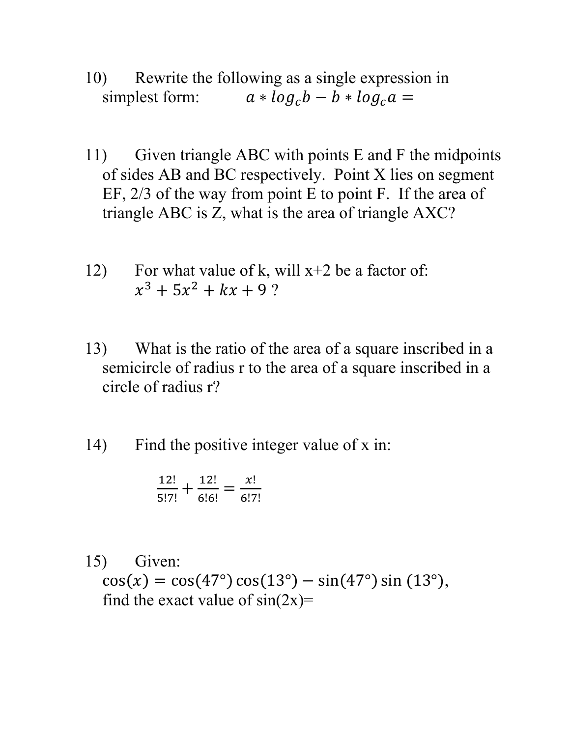10) Rewrite the following as a single expression in simplest form: $a * log_c b - b * log_c a =$

11) Given triangle ABC with points E and F the midpoints of sides AB and BC respectively. Point X lies on segment EF, 2/3 of the way from point E to point F. If the area of triangle ABC is Z, what is the area of triangle AXC?

12) For what value of k, will x+2 be a factor of: $x^3 + 5x^2 + kx + 9$ ?

13) What is the ratio of the area of a square inscribed in a semicircle of radius r to the area of a square inscribed in a circle of radius r?

14) Find the positive integer value of x in:

$$\frac{12!}{5!7!} + \frac{12!}{6!6!} = \frac{x!}{6!7!}$$

15) Given: $\cos(x) = \cos(47°)\cos(13°) - \sin(47°)\sin(13°)$, find the exact value of sin(2x)=